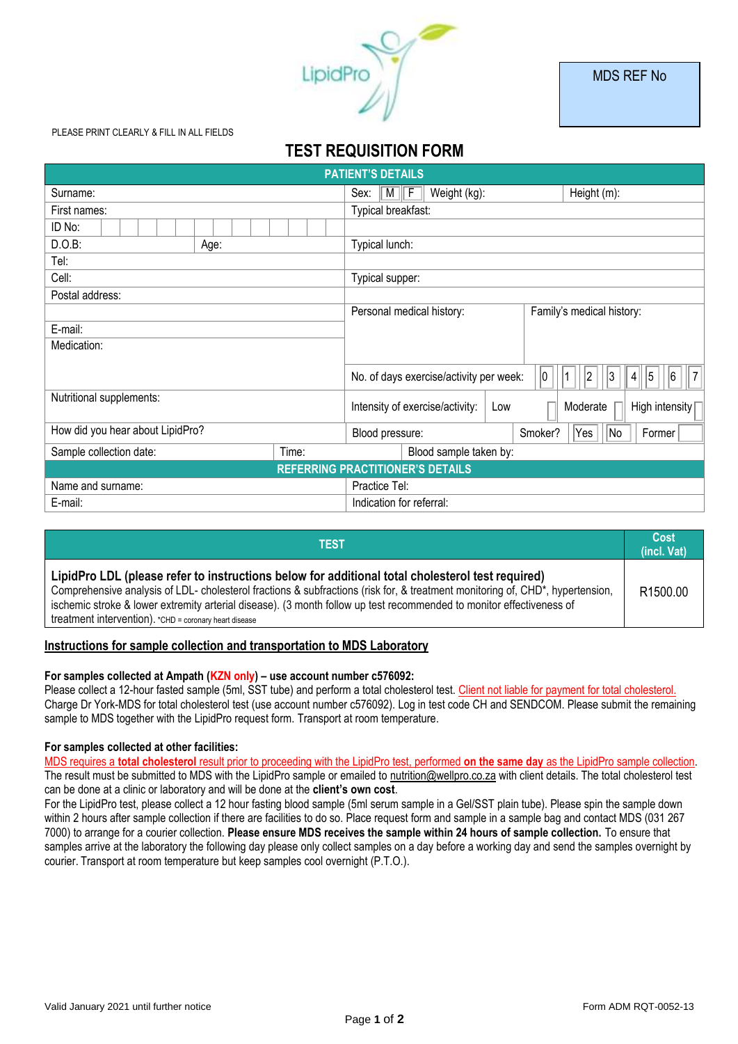LipidPro

MDS REF No

PLEASE PRINT CLEARLY & FILL IN ALL FIELDS

# TEST REQUISITION FORM

| PATIENT'S DETAILS | | | |
|---|---|---|---|
| Surname: | | Sex: M F Weight (kg): | Height (m): |
| First names: | | Typical breakfast: | |
| ID No: | | | |
| D.O.B: | Age: | Typical lunch: | |
| Tel: | | | |
| Cell: | | Typical supper: | |
| Postal address: | | | |
| | | Personal medical history: | Family's medical history: |
| E-mail: | | | |
| Medication: | | No. of days exercise/activity per week: 0 1 2 3 4 5 6 7 | |
| Nutritional supplements: | | Intensity of exercise/activity: Low Moderate High intensity | |
| How did you hear about LipidPro? | | Blood pressure: | Smoker? Yes No Former |
| Sample collection date: | Time: | Blood sample taken by: | |
| REFERRING PRACTITIONER'S DETAILS | | | |
| Name and surname: | | Practice Tel: | |
| E-mail: | | Indication for referral: | |

| TEST | Cost (incl. Vat) |
|---|---|
| **LipidPro LDL (please refer to instructions below for additional total cholesterol test required)** Comprehensive analysis of LDL- cholesterol fractions & subfractions (risk for, & treatment monitoring of, CHD*, hypertension, ischemic stroke & lower extremity arterial disease). (3 month follow up test recommended to monitor effectiveness of treatment intervention). *CHD = coronary heart disease | R1500.00 |

## Instructions for sample collection and transportation to MDS Laboratory

**For samples collected at Ampath (KZN only) – use account number c576092:**
Please collect a 12-hour fasted sample (5ml, SST tube) and perform a total cholesterol test. Client not liable for payment for total cholesterol. Charge Dr York-MDS for total cholesterol test (use account number c576092). Log in test code CH and SENDCOM. Please submit the remaining sample to MDS together with the LipidPro request form. Transport at room temperature.

**For samples collected at other facilities:**
MDS requires a **total cholesterol** result prior to proceeding with the LipidPro test, performed **on the same day** as the LipidPro sample collection. The result must be submitted to MDS with the LipidPro sample or emailed to nutrition@wellpro.co.za with client details. The total cholesterol test can be done at a clinic or laboratory and will be done at the **client's own cost**.
For the LipidPro test, please collect a 12 hour fasting blood sample (5ml serum sample in a Gel/SST plain tube). Please spin the sample down within 2 hours after sample collection if there are facilities to do so. Place request form and sample in a sample bag and contact MDS (031 267 7000) to arrange for a courier collection. **Please ensure MDS receives the sample within 24 hours of sample collection.** To ensure that samples arrive at the laboratory the following day please only collect samples on a day before a working day and send the samples overnight by courier. Transport at room temperature but keep samples cool overnight (P.T.O.).

Valid January 2021 until further notice

Form ADM RQT-0052-13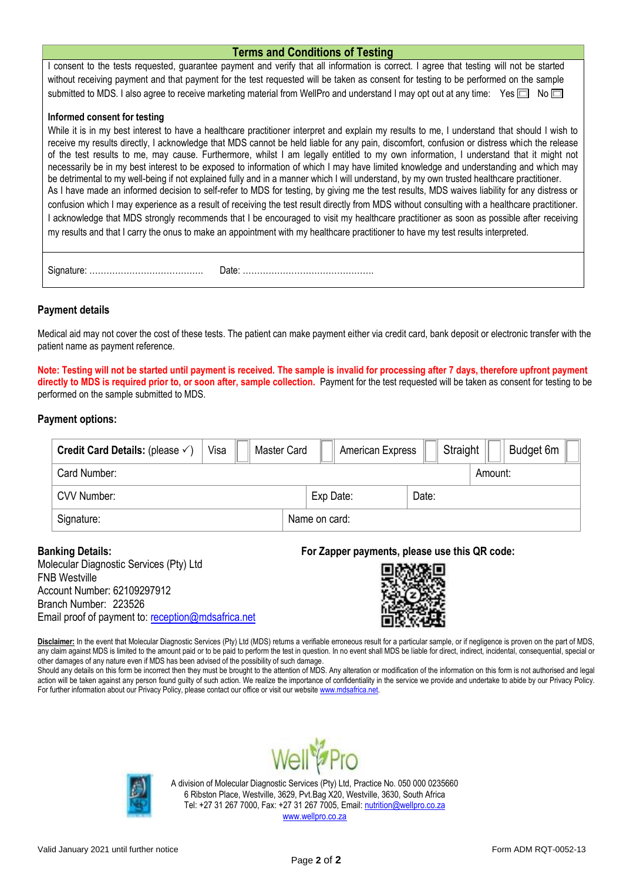## Terms and Conditions of Testing

I consent to the tests requested, guarantee payment and verify that all information is correct. I agree that testing will not be started without receiving payment and that payment for the test requested will be taken as consent for testing to be performed on the sample submitted to MDS. I also agree to receive marketing material from WellPro and understand I may opt out at any time: Yes ☐ No ☐

**Informed consent for testing**

While it is in my best interest to have a healthcare practitioner interpret and explain my results to me, I understand that should I wish to receive my results directly, I acknowledge that MDS cannot be held liable for any pain, discomfort, confusion or distress which the release of the test results to me, may cause. Furthermore, whilst I am legally entitled to my own information, I understand that it might not necessarily be in my best interest to be exposed to information of which I may have limited knowledge and understanding and which may be detrimental to my well-being if not explained fully and in a manner which I will understand, by my own trusted healthcare practitioner.
As I have made an informed decision to self-refer to MDS for testing, by giving me the test results, MDS waives liability for any distress or confusion which I may experience as a result of receiving the test result directly from MDS without consulting with a healthcare practitioner. I acknowledge that MDS strongly recommends that I be encouraged to visit my healthcare practitioner as soon as possible after receiving my results and that I carry the onus to make an appointment with my healthcare practitioner to have my test results interpreted.

Signature: …………………………………… Date: …………………………………………

### Payment details

Medical aid may not cover the cost of these tests. The patient can make payment either via credit card, bank deposit or electronic transfer with the patient name as payment reference.

**Note: Testing will not be started until payment is received. The sample is invalid for processing after 7 days, therefore upfront payment directly to MDS is required prior to, or soon after, sample collection.** Payment for the test requested will be taken as consent for testing to be performed on the sample submitted to MDS.

### Payment options:

| **Credit Card Details:** (please ✓) | Visa ☐ | Master Card ☐ | American Express ☐ | Straight ☐ | Budget 6m ☐ |
|---|---|---|---|---|---|
| Card Number: | | | | Amount: | |
| CVV Number: | | Exp Date: | Date: | | |
| Signature: | | Name on card: | | | |

**Banking Details:**
Molecular Diagnostic Services (Pty) Ltd
FNB Westville
Account Number: 62109297912
Branch Number: 223526
Email proof of payment to: reception@mdsafrica.net

**For Zapper payments, please use this QR code:**

**Disclaimer:** In the event that Molecular Diagnostic Services (Pty) Ltd (MDS) returns a verifiable erroneous result for a particular sample, or if negligence is proven on the part of MDS, any claim against MDS is limited to the amount paid or to be paid to perform the test in question. In no event shall MDS be liable for direct, indirect, incidental, consequential, special or other damages of any nature even if MDS has been advised of the possibility of such damage.
Should any details on this form be incorrect then they must be brought to the attention of MDS. Any alteration or modification of the information on this form is not authorised and legal action will be taken against any person found guilty of such action. We realize the importance of confidentiality in the service we provide and undertake to abide by our Privacy Policy. For further information about our Privacy Policy, please contact our office or visit our website www.mdsafrica.net.

WellPro

A division of Molecular Diagnostic Services (Pty) Ltd, Practice No. 050 000 0235660
6 Ribston Place, Westville, 3629, Pvt.Bag X20, Westville, 3630, South Africa
Tel: +27 31 267 7000, Fax: +27 31 267 7005, Email: nutrition@wellpro.co.za
www.wellpro.co.za

Valid January 2021 until further notice

Form ADM RQT-0052-13